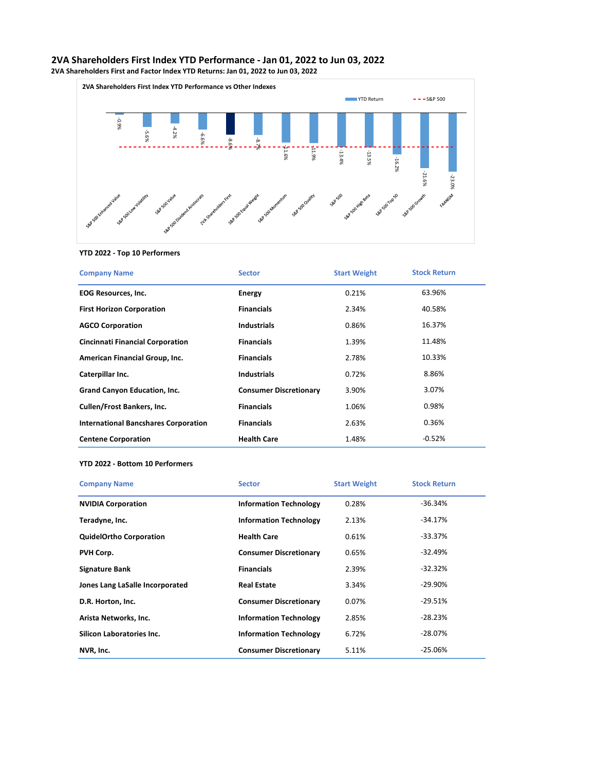# 2VA Shareholders First Index YTD Performance - Jan 01, 2022 to Jun 03, 2022

**2VA Shareholders First and Factor Index YTD Returns: Jan 01, 2022 to Jun 03, 2022**

**2VA Shareholders First Index YTD Performance vs Other Indexes**

Legend: YTD Return; S&P 500

| Index | YTD Return |
|---|---|
| S&P 500 Enhanced Value | -0.9% |
| S&P 500 Low Volatility | -5.6% |
| S&P 500 Value | -4.2% |
| S&P 500 Dividend Aristocrats | -6.6% |
| 2VA Shareholders First | -8.6% |
| S&P 500 Equal Weight | -8.7% |
| S&P 500 Momentum | -11.6% |
| S&P 500 Quality | -11.9% |
| S&P 500 | -13.4% |
| S&P 500 High Beta | -13.5% |
| S&P 500 Top 50 | -16.2% |
| S&P 500 Growth | -21.6% |
| FAANGM | -23.0% |

**YTD 2022 - Top 10 Performers**

| Company Name | Sector | Start Weight | Stock Return |
|---|---|---|---|
| EOG Resources, Inc. | Energy | 0.21% | 63.96% |
| First Horizon Corporation | Financials | 2.34% | 40.58% |
| AGCO Corporation | Industrials | 0.86% | 16.37% |
| Cincinnati Financial Corporation | Financials | 1.39% | 11.48% |
| American Financial Group, Inc. | Financials | 2.78% | 10.33% |
| Caterpillar Inc. | Industrials | 0.72% | 8.86% |
| Grand Canyon Education, Inc. | Consumer Discretionary | 3.90% | 3.07% |
| Cullen/Frost Bankers, Inc. | Financials | 1.06% | 0.98% |
| International Bancshares Corporation | Financials | 2.63% | 0.36% |
| Centene Corporation | Health Care | 1.48% | -0.52% |

**YTD 2022 - Bottom 10 Performers**

| Company Name | Sector | Start Weight | Stock Return |
|---|---|---|---|
| NVIDIA Corporation | Information Technology | 0.28% | -36.34% |
| Teradyne, Inc. | Information Technology | 2.13% | -34.17% |
| QuidelOrtho Corporation | Health Care | 0.61% | -33.37% |
| PVH Corp. | Consumer Discretionary | 0.65% | -32.49% |
| Signature Bank | Financials | 2.39% | -32.32% |
| Jones Lang LaSalle Incorporated | Real Estate | 3.34% | -29.90% |
| D.R. Horton, Inc. | Consumer Discretionary | 0.07% | -29.51% |
| Arista Networks, Inc. | Information Technology | 2.85% | -28.23% |
| Silicon Laboratories Inc. | Information Technology | 6.72% | -28.07% |
| NVR, Inc. | Consumer Discretionary | 5.11% | -25.06% |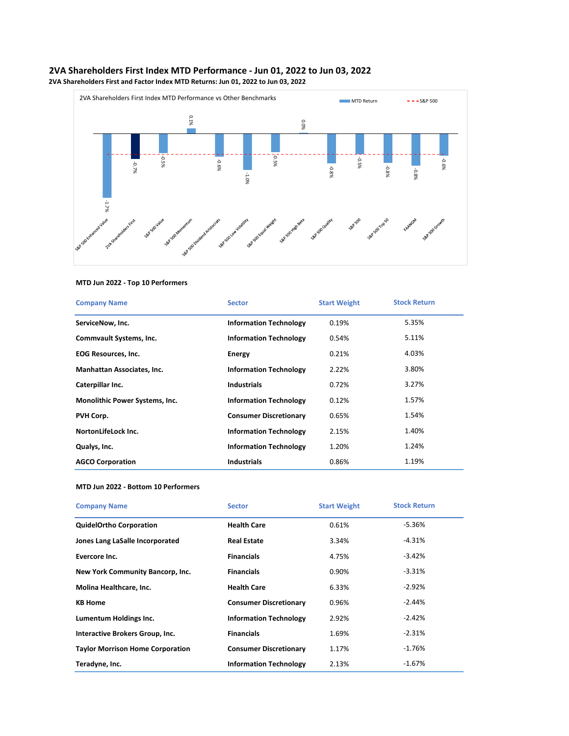## 2VA Shareholders First Index MTD Performance - Jun 01, 2022 to Jun 03, 2022

**2VA Shareholders First and Factor Index MTD Returns: Jun 01, 2022 to Jun 03, 2022**

2VA Shareholders First Index MTD Performance vs Other Benchmarks

MTD Return
S&P 500

-1.7%
-0.7%
-0.5%
0.1%
-0.6%
-1.0%
-0.5%
0.0%
-0.8%
-0.5%
-0.8%
-0.8%
-0.6%

S&P 500 Enhanced Value
2VA Shareholders First
S&P 500 Value
S&P 500 Momentum
S&P 500 Dividend Aristocrats
S&P 500 Low Volatility
S&P 500 Equal Weight
S&P 500 High Beta
S&P 500 Quality
S&P 500
S&P 500 Top 50
FAANGM
S&P 500 Growth

**MTD Jun 2022 - Top 10 Performers**

| Company Name | Sector | Start Weight | Stock Return |
|---|---|---|---|
| **ServiceNow, Inc.** | **Information Technology** | 0.19% | 5.35% |
| **Commvault Systems, Inc.** | **Information Technology** | 0.54% | 5.11% |
| **EOG Resources, Inc.** | **Energy** | 0.21% | 4.03% |
| **Manhattan Associates, Inc.** | **Information Technology** | 2.22% | 3.80% |
| **Caterpillar Inc.** | **Industrials** | 0.72% | 3.27% |
| **Monolithic Power Systems, Inc.** | **Information Technology** | 0.12% | 1.57% |
| **PVH Corp.** | **Consumer Discretionary** | 0.65% | 1.54% |
| **NortonLifeLock Inc.** | **Information Technology** | 2.15% | 1.40% |
| **Qualys, Inc.** | **Information Technology** | 1.20% | 1.24% |
| **AGCO Corporation** | **Industrials** | 0.86% | 1.19% |

**MTD Jun 2022 - Bottom 10 Performers**

| Company Name | Sector | Start Weight | Stock Return |
|---|---|---|---|
| **QuidelOrtho Corporation** | **Health Care** | 0.61% | -5.36% |
| **Jones Lang LaSalle Incorporated** | **Real Estate** | 3.34% | -4.31% |
| **Evercore Inc.** | **Financials** | 4.75% | -3.42% |
| **New York Community Bancorp, Inc.** | **Financials** | 0.90% | -3.31% |
| **Molina Healthcare, Inc.** | **Health Care** | 6.33% | -2.92% |
| **KB Home** | **Consumer Discretionary** | 0.96% | -2.44% |
| **Lumentum Holdings Inc.** | **Information Technology** | 2.92% | -2.42% |
| **Interactive Brokers Group, Inc.** | **Financials** | 1.69% | -2.31% |
| **Taylor Morrison Home Corporation** | **Consumer Discretionary** | 1.17% | -1.76% |
| **Teradyne, Inc.** | **Information Technology** | 2.13% | -1.67% |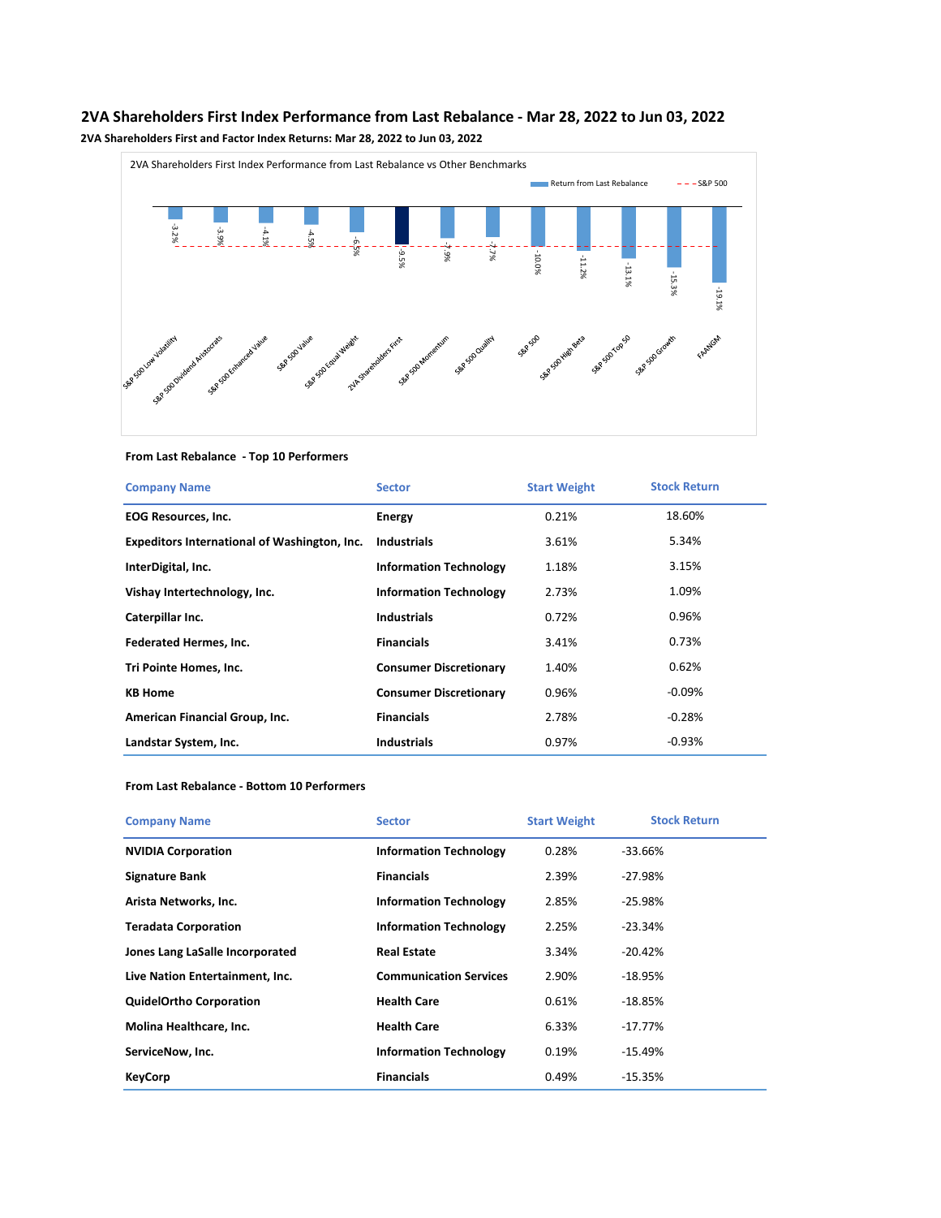## 2VA Shareholders First Index Performance from Last Rebalance - Mar 28, 2022 to Jun 03, 2022

**2VA Shareholders First and Factor Index Returns: Mar 28, 2022 to Jun 03, 2022**

2VA Shareholders First Index Performance from Last Rebalance vs Other Benchmarks

Return from Last Rebalance

S&P 500

-3.2%
-3.9%
-4.1%
-4.5%
-6.5%
-9.5%
-7.9%
-7.7%
-10.0%
-11.2%
-13.1%
-15.3%
-19.1%

S&P 500 Low Volatility
S&P 500 Dividend Aristocrats
S&P 500 Enhanced Value
S&P 500 Value
S&P 500 Equal Weight
2VA Shareholders First
S&P 500 Momentum
S&P 500 Quality
S&P 500
S&P 500 High Beta
S&P 500 Top 50
S&P 500 Growth
FAANGM

**From Last Rebalance - Top 10 Performers**

| Company Name | Sector | Start Weight | Stock Return |
|---|---|---|---|
| **EOG Resources, Inc.** | **Energy** | 0.21% | 18.60% |
| **Expeditors International of Washington, Inc.** | **Industrials** | 3.61% | 5.34% |
| **InterDigital, Inc.** | **Information Technology** | 1.18% | 3.15% |
| **Vishay Intertechnology, Inc.** | **Information Technology** | 2.73% | 1.09% |
| **Caterpillar Inc.** | **Industrials** | 0.72% | 0.96% |
| **Federated Hermes, Inc.** | **Financials** | 3.41% | 0.73% |
| **Tri Pointe Homes, Inc.** | **Consumer Discretionary** | 1.40% | 0.62% |
| **KB Home** | **Consumer Discretionary** | 0.96% | -0.09% |
| **American Financial Group, Inc.** | **Financials** | 2.78% | -0.28% |
| **Landstar System, Inc.** | **Industrials** | 0.97% | -0.93% |

**From Last Rebalance - Bottom 10 Performers**

| Company Name | Sector | Start Weight | Stock Return |
|---|---|---|---|
| **NVIDIA Corporation** | **Information Technology** | 0.28% | -33.66% |
| **Signature Bank** | **Financials** | 2.39% | -27.98% |
| **Arista Networks, Inc.** | **Information Technology** | 2.85% | -25.98% |
| **Teradata Corporation** | **Information Technology** | 2.25% | -23.34% |
| **Jones Lang LaSalle Incorporated** | **Real Estate** | 3.34% | -20.42% |
| **Live Nation Entertainment, Inc.** | **Communication Services** | 2.90% | -18.95% |
| **QuidelOrtho Corporation** | **Health Care** | 0.61% | -18.85% |
| **Molina Healthcare, Inc.** | **Health Care** | 6.33% | -17.77% |
| **ServiceNow, Inc.** | **Information Technology** | 0.19% | -15.49% |
| **KeyCorp** | **Financials** | 0.49% | -15.35% |